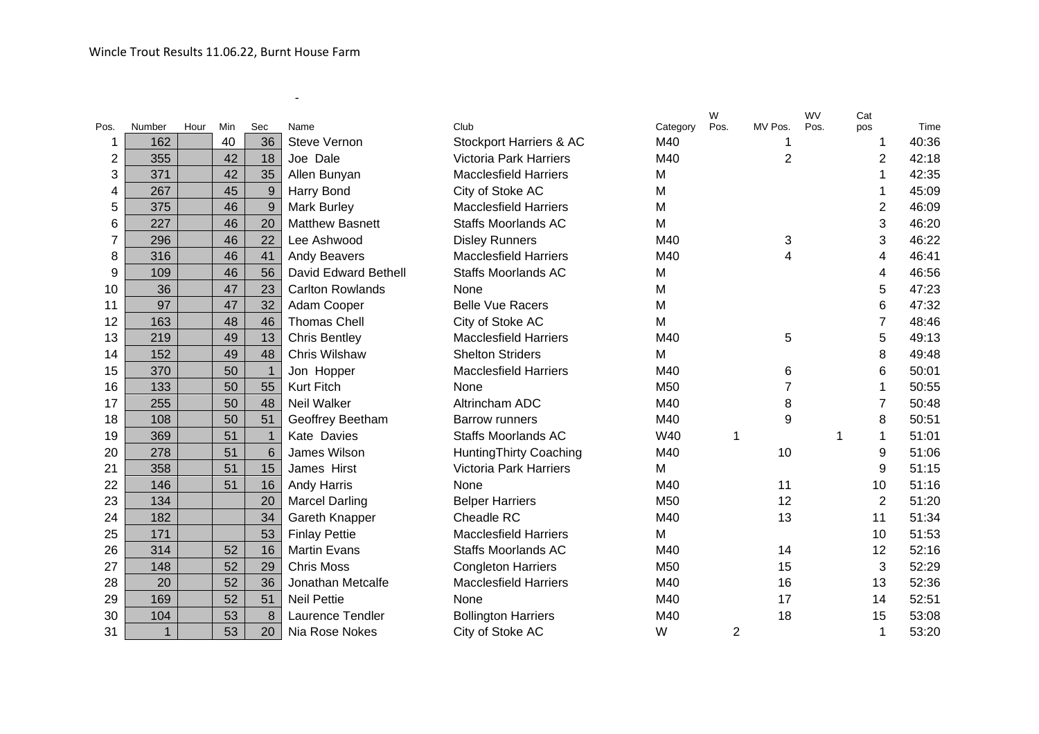Wincle Trout Results 11.06.22, Burnt House Farm

-

| Pos. | Number | Hour | Min | Sec | Name | Club | Category | W Pos. | MV Pos. | WV Pos. | Cat pos | Time |
|---|---|---|---|---|---|---|---|---|---|---|---|---|
| 1 | 162 | | 40 | 36 | Steve Vernon | Stockport Harriers & AC | M40 | | 1 | | 1 | 40:36 |
| 2 | 355 | | 42 | 18 | Joe Dale | Victoria Park Harriers | M40 | | 2 | | 2 | 42:18 |
| 3 | 371 | | 42 | 35 | Allen Bunyan | Macclesfield Harriers | M | | | | 1 | 42:35 |
| 4 | 267 | | 45 | 9 | Harry Bond | City of Stoke AC | M | | | | 1 | 45:09 |
| 5 | 375 | | 46 | 9 | Mark Burley | Macclesfield Harriers | M | | | | 2 | 46:09 |
| 6 | 227 | | 46 | 20 | Matthew Basnett | Staffs Moorlands AC | M | | | | 3 | 46:20 |
| 7 | 296 | | 46 | 22 | Lee Ashwood | Disley Runners | M40 | | 3 | | 3 | 46:22 |
| 8 | 316 | | 46 | 41 | Andy Beavers | Macclesfield Harriers | M40 | | 4 | | 4 | 46:41 |
| 9 | 109 | | 46 | 56 | David Edward Bethell | Staffs Moorlands AC | M | | | | 4 | 46:56 |
| 10 | 36 | | 47 | 23 | Carlton Rowlands | None | M | | | | 5 | 47:23 |
| 11 | 97 | | 47 | 32 | Adam Cooper | Belle Vue Racers | M | | | | 6 | 47:32 |
| 12 | 163 | | 48 | 46 | Thomas Chell | City of Stoke AC | M | | | | 7 | 48:46 |
| 13 | 219 | | 49 | 13 | Chris Bentley | Macclesfield Harriers | M40 | | 5 | | 5 | 49:13 |
| 14 | 152 | | 49 | 48 | Chris Wilshaw | Shelton Striders | M | | | | 8 | 49:48 |
| 15 | 370 | | 50 | 1 | Jon Hopper | Macclesfield Harriers | M40 | | 6 | | 6 | 50:01 |
| 16 | 133 | | 50 | 55 | Kurt Fitch | None | M50 | | 7 | | 1 | 50:55 |
| 17 | 255 | | 50 | 48 | Neil Walker | Altrincham ADC | M40 | | 8 | | 7 | 50:48 |
| 18 | 108 | | 50 | 51 | Geoffrey Beetham | Barrow runners | M40 | | 9 | | 8 | 50:51 |
| 19 | 369 | | 51 | 1 | Kate Davies | Staffs Moorlands AC | W40 | 1 | | 1 | 1 | 51:01 |
| 20 | 278 | | 51 | 6 | James Wilson | HuntingThirty Coaching | M40 | | 10 | | 9 | 51:06 |
| 21 | 358 | | 51 | 15 | James Hirst | Victoria Park Harriers | M | | | | 9 | 51:15 |
| 22 | 146 | | 51 | 16 | Andy Harris | None | M40 | | 11 | | 10 | 51:16 |
| 23 | 134 | | | 20 | Marcel Darling | Belper Harriers | M50 | | 12 | | 2 | 51:20 |
| 24 | 182 | | | 34 | Gareth Knapper | Cheadle RC | M40 | | 13 | | 11 | 51:34 |
| 25 | 171 | | | 53 | Finlay Pettie | Macclesfield Harriers | M | | | | 10 | 51:53 |
| 26 | 314 | | 52 | 16 | Martin Evans | Staffs Moorlands AC | M40 | | 14 | | 12 | 52:16 |
| 27 | 148 | | 52 | 29 | Chris Moss | Congleton Harriers | M50 | | 15 | | 3 | 52:29 |
| 28 | 20 | | 52 | 36 | Jonathan Metcalfe | Macclesfield Harriers | M40 | | 16 | | 13 | 52:36 |
| 29 | 169 | | 52 | 51 | Neil Pettie | None | M40 | | 17 | | 14 | 52:51 |
| 30 | 104 | | 53 | 8 | Laurence Tendler | Bollington Harriers | M40 | | 18 | | 15 | 53:08 |
| 31 | 1 | | 53 | 20 | Nia Rose Nokes | City of Stoke AC | W | 2 | | | 1 | 53:20 |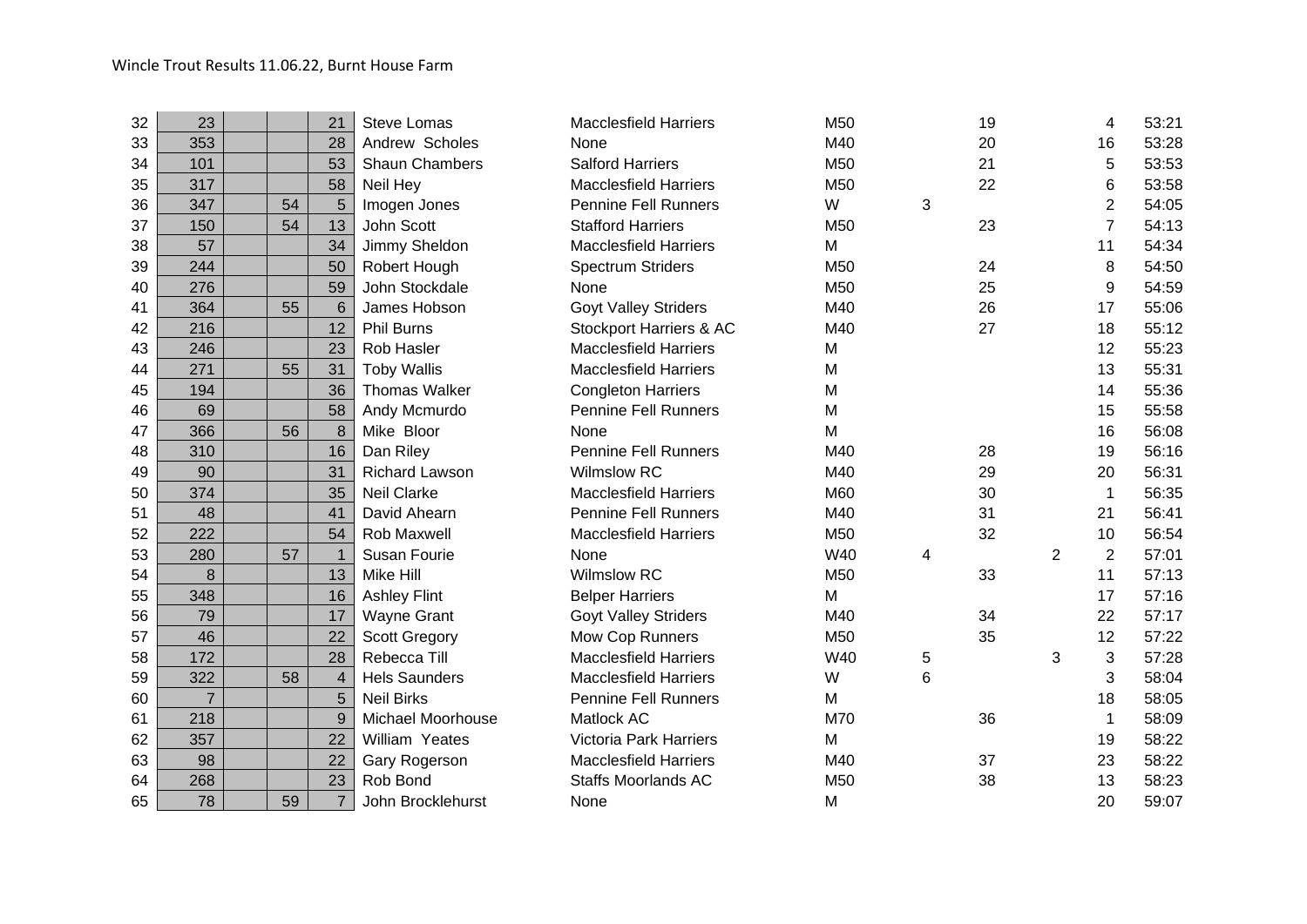Wincle Trout Results 11.06.22, Burnt House Farm

| | | | | | | | | | | | | |
|---|---|---|---|---|---|---|---|---|---|---|---|---|
| 32 | 23 | | | 21 | Steve Lomas | Macclesfield Harriers | M50 | | 19 | | 4 | 53:21 |
| 33 | 353 | | | 28 | Andrew Scholes | None | M40 | | 20 | | 16 | 53:28 |
| 34 | 101 | | | 53 | Shaun Chambers | Salford Harriers | M50 | | 21 | | 5 | 53:53 |
| 35 | 317 | | | 58 | Neil Hey | Macclesfield Harriers | M50 | | 22 | | 6 | 53:58 |
| 36 | 347 | | 54 | 5 | Imogen Jones | Pennine Fell Runners | W | 3 | | | 2 | 54:05 |
| 37 | 150 | | 54 | 13 | John Scott | Stafford Harriers | M50 | | 23 | | 7 | 54:13 |
| 38 | 57 | | | 34 | Jimmy Sheldon | Macclesfield Harriers | M | | | | 11 | 54:34 |
| 39 | 244 | | | 50 | Robert Hough | Spectrum Striders | M50 | | 24 | | 8 | 54:50 |
| 40 | 276 | | | 59 | John Stockdale | None | M50 | | 25 | | 9 | 54:59 |
| 41 | 364 | | 55 | 6 | James Hobson | Goyt Valley Striders | M40 | | 26 | | 17 | 55:06 |
| 42 | 216 | | | 12 | Phil Burns | Stockport Harriers & AC | M40 | | 27 | | 18 | 55:12 |
| 43 | 246 | | | 23 | Rob Hasler | Macclesfield Harriers | M | | | | 12 | 55:23 |
| 44 | 271 | | 55 | 31 | Toby Wallis | Macclesfield Harriers | M | | | | 13 | 55:31 |
| 45 | 194 | | | 36 | Thomas Walker | Congleton Harriers | M | | | | 14 | 55:36 |
| 46 | 69 | | | 58 | Andy Mcmurdo | Pennine Fell Runners | M | | | | 15 | 55:58 |
| 47 | 366 | | 56 | 8 | Mike Bloor | None | M | | | | 16 | 56:08 |
| 48 | 310 | | | 16 | Dan Riley | Pennine Fell Runners | M40 | | 28 | | 19 | 56:16 |
| 49 | 90 | | | 31 | Richard Lawson | Wilmslow RC | M40 | | 29 | | 20 | 56:31 |
| 50 | 374 | | | 35 | Neil Clarke | Macclesfield Harriers | M60 | | 30 | | 1 | 56:35 |
| 51 | 48 | | | 41 | David Ahearn | Pennine Fell Runners | M40 | | 31 | | 21 | 56:41 |
| 52 | 222 | | | 54 | Rob Maxwell | Macclesfield Harriers | M50 | | 32 | | 10 | 56:54 |
| 53 | 280 | | 57 | 1 | Susan Fourie | None | W40 | 4 | | 2 | 2 | 57:01 |
| 54 | 8 | | | 13 | Mike Hill | Wilmslow RC | M50 | | 33 | | 11 | 57:13 |
| 55 | 348 | | | 16 | Ashley Flint | Belper Harriers | M | | | | 17 | 57:16 |
| 56 | 79 | | | 17 | Wayne Grant | Goyt Valley Striders | M40 | | 34 | | 22 | 57:17 |
| 57 | 46 | | | 22 | Scott Gregory | Mow Cop Runners | M50 | | 35 | | 12 | 57:22 |
| 58 | 172 | | | 28 | Rebecca Till | Macclesfield Harriers | W40 | 5 | | 3 | 3 | 57:28 |
| 59 | 322 | | 58 | 4 | Hels Saunders | Macclesfield Harriers | W | 6 | | | 3 | 58:04 |
| 60 | 7 | | | 5 | Neil Birks | Pennine Fell Runners | M | | | | 18 | 58:05 |
| 61 | 218 | | | 9 | Michael Moorhouse | Matlock AC | M70 | | 36 | | 1 | 58:09 |
| 62 | 357 | | | 22 | William Yeates | Victoria Park Harriers | M | | | | 19 | 58:22 |
| 63 | 98 | | | 22 | Gary Rogerson | Macclesfield Harriers | M40 | | 37 | | 23 | 58:22 |
| 64 | 268 | | | 23 | Rob Bond | Staffs Moorlands AC | M50 | | 38 | | 13 | 58:23 |
| 65 | 78 | | 59 | 7 | John Brocklehurst | None | M | | | | 20 | 59:07 |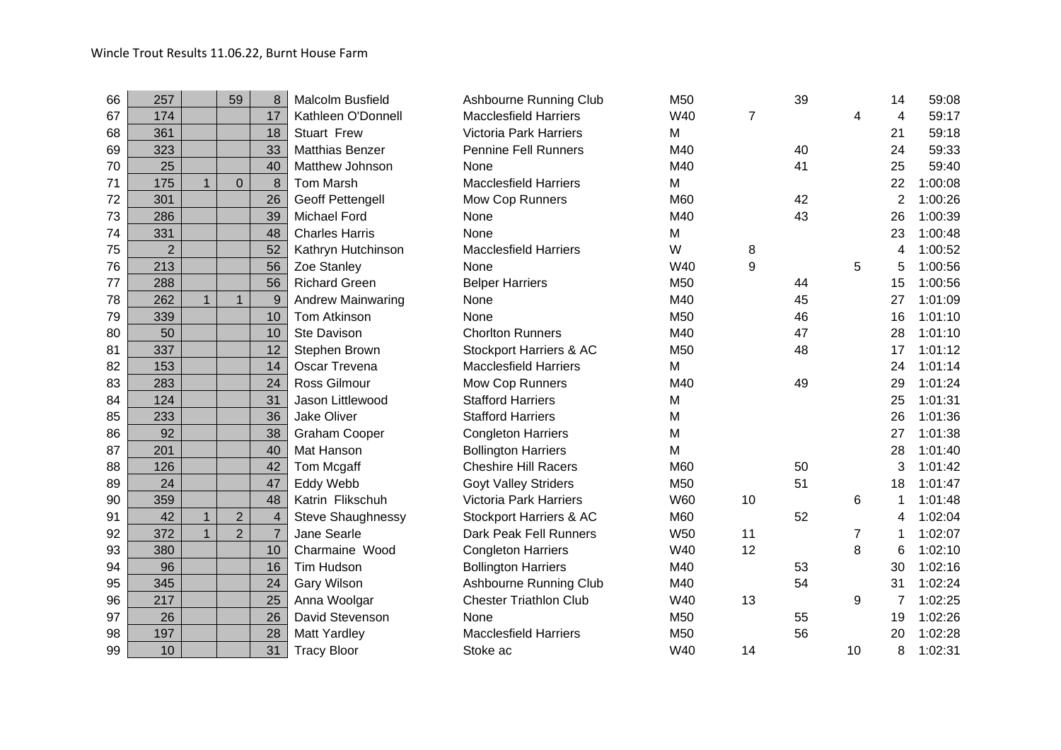Wincle Trout Results 11.06.22, Burnt House Farm

| | | | | | | | | | | | | | |
|---|---|---|---|---|---|---|---|---|---|---|---|---|---|
| 66 | 257 | | 59 | 8 | Malcolm Busfield | Ashbourne Running Club | M50 | | 39 | | 14 | 59:08 |
| 67 | 174 | | | 17 | Kathleen O'Donnell | Macclesfield Harriers | W40 | 7 | | 4 | 4 | 59:17 |
| 68 | 361 | | | 18 | Stuart Frew | Victoria Park Harriers | M | | | | 21 | 59:18 |
| 69 | 323 | | | 33 | Matthias Benzer | Pennine Fell Runners | M40 | | 40 | | 24 | 59:33 |
| 70 | 25 | | | 40 | Matthew Johnson | None | M40 | | 41 | | 25 | 59:40 |
| 71 | 175 | 1 | 0 | 8 | Tom Marsh | Macclesfield Harriers | M | | | | 22 | 1:00:08 |
| 72 | 301 | | | 26 | Geoff Pettengell | Mow Cop Runners | M60 | | 42 | | 2 | 1:00:26 |
| 73 | 286 | | | 39 | Michael Ford | None | M40 | | 43 | | 26 | 1:00:39 |
| 74 | 331 | | | 48 | Charles Harris | None | M | | | | 23 | 1:00:48 |
| 75 | 2 | | | 52 | Kathryn Hutchinson | Macclesfield Harriers | W | 8 | | | 4 | 1:00:52 |
| 76 | 213 | | | 56 | Zoe Stanley | None | W40 | 9 | | 5 | 5 | 1:00:56 |
| 77 | 288 | | | 56 | Richard Green | Belper Harriers | M50 | | 44 | | 15 | 1:00:56 |
| 78 | 262 | 1 | 1 | 9 | Andrew Mainwaring | None | M40 | | 45 | | 27 | 1:01:09 |
| 79 | 339 | | | 10 | Tom Atkinson | None | M50 | | 46 | | 16 | 1:01:10 |
| 80 | 50 | | | 10 | Ste Davison | Chorlton Runners | M40 | | 47 | | 28 | 1:01:10 |
| 81 | 337 | | | 12 | Stephen Brown | Stockport Harriers & AC | M50 | | 48 | | 17 | 1:01:12 |
| 82 | 153 | | | 14 | Oscar Trevena | Macclesfield Harriers | M | | | | 24 | 1:01:14 |
| 83 | 283 | | | 24 | Ross Gilmour | Mow Cop Runners | M40 | | 49 | | 29 | 1:01:24 |
| 84 | 124 | | | 31 | Jason Littlewood | Stafford Harriers | M | | | | 25 | 1:01:31 |
| 85 | 233 | | | 36 | Jake Oliver | Stafford Harriers | M | | | | 26 | 1:01:36 |
| 86 | 92 | | | 38 | Graham Cooper | Congleton Harriers | M | | | | 27 | 1:01:38 |
| 87 | 201 | | | 40 | Mat Hanson | Bollington Harriers | M | | | | 28 | 1:01:40 |
| 88 | 126 | | | 42 | Tom Mcgaff | Cheshire Hill Racers | M60 | | 50 | | 3 | 1:01:42 |
| 89 | 24 | | | 47 | Eddy Webb | Goyt Valley Striders | M50 | | 51 | | 18 | 1:01:47 |
| 90 | 359 | | | 48 | Katrin Flikschuh | Victoria Park Harriers | W60 | 10 | | 6 | 1 | 1:01:48 |
| 91 | 42 | 1 | 2 | 4 | Steve Shaughnessy | Stockport Harriers & AC | M60 | | 52 | | 4 | 1:02:04 |
| 92 | 372 | 1 | 2 | 7 | Jane Searle | Dark Peak Fell Runners | W50 | 11 | | 7 | 1 | 1:02:07 |
| 93 | 380 | | | 10 | Charmaine Wood | Congleton Harriers | W40 | 12 | | 8 | 6 | 1:02:10 |
| 94 | 96 | | | 16 | Tim Hudson | Bollington Harriers | M40 | | 53 | | 30 | 1:02:16 |
| 95 | 345 | | | 24 | Gary Wilson | Ashbourne Running Club | M40 | | 54 | | 31 | 1:02:24 |
| 96 | 217 | | | 25 | Anna Woolgar | Chester Triathlon Club | W40 | 13 | | 9 | 7 | 1:02:25 |
| 97 | 26 | | | 26 | David Stevenson | None | M50 | | 55 | | 19 | 1:02:26 |
| 98 | 197 | | | 28 | Matt Yardley | Macclesfield Harriers | M50 | | 56 | | 20 | 1:02:28 |
| 99 | 10 | | | 31 | Tracy Bloor | Stoke ac | W40 | 14 | | 10 | 8 | 1:02:31 |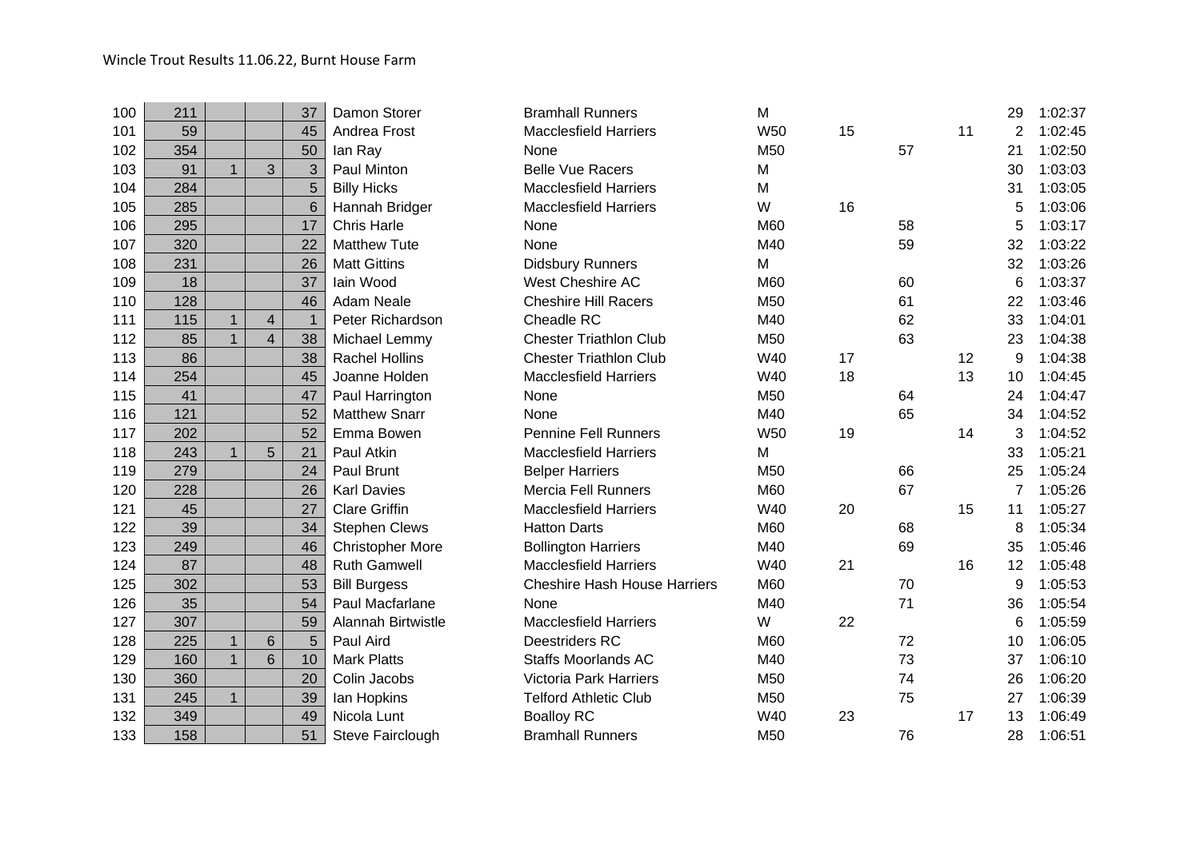Wincle Trout Results 11.06.22, Burnt House Farm

| | | | | | | | | | | | | |
|---|---|---|---|---|---|---|---|---|---|---|---|---|
| 100 | 211 | | | 37 | Damon Storer | Bramhall Runners | M | | | | 29 | 1:02:37 |
| 101 | 59 | | | 45 | Andrea Frost | Macclesfield Harriers | W50 | 15 | | 11 | 2 | 1:02:45 |
| 102 | 354 | | | 50 | Ian Ray | None | M50 | | 57 | | 21 | 1:02:50 |
| 103 | 91 | 1 | 3 | 3 | Paul Minton | Belle Vue Racers | M | | | | 30 | 1:03:03 |
| 104 | 284 | | | 5 | Billy Hicks | Macclesfield Harriers | M | | | | 31 | 1:03:05 |
| 105 | 285 | | | 6 | Hannah Bridger | Macclesfield Harriers | W | 16 | | | 5 | 1:03:06 |
| 106 | 295 | | | 17 | Chris Harle | None | M60 | | 58 | | 5 | 1:03:17 |
| 107 | 320 | | | 22 | Matthew Tute | None | M40 | | 59 | | 32 | 1:03:22 |
| 108 | 231 | | | 26 | Matt Gittins | Didsbury Runners | M | | | | 32 | 1:03:26 |
| 109 | 18 | | | 37 | Iain Wood | West Cheshire AC | M60 | | 60 | | 6 | 1:03:37 |
| 110 | 128 | | | 46 | Adam Neale | Cheshire Hill Racers | M50 | | 61 | | 22 | 1:03:46 |
| 111 | 115 | 1 | 4 | 1 | Peter Richardson | Cheadle RC | M40 | | 62 | | 33 | 1:04:01 |
| 112 | 85 | 1 | 4 | 38 | Michael Lemmy | Chester Triathlon Club | M50 | | 63 | | 23 | 1:04:38 |
| 113 | 86 | | | 38 | Rachel Hollins | Chester Triathlon Club | W40 | 17 | | 12 | 9 | 1:04:38 |
| 114 | 254 | | | 45 | Joanne Holden | Macclesfield Harriers | W40 | 18 | | 13 | 10 | 1:04:45 |
| 115 | 41 | | | 47 | Paul Harrington | None | M50 | | 64 | | 24 | 1:04:47 |
| 116 | 121 | | | 52 | Matthew Snarr | None | M40 | | 65 | | 34 | 1:04:52 |
| 117 | 202 | | | 52 | Emma Bowen | Pennine Fell Runners | W50 | 19 | | 14 | 3 | 1:04:52 |
| 118 | 243 | 1 | 5 | 21 | Paul Atkin | Macclesfield Harriers | M | | | | 33 | 1:05:21 |
| 119 | 279 | | | 24 | Paul Brunt | Belper Harriers | M50 | | 66 | | 25 | 1:05:24 |
| 120 | 228 | | | 26 | Karl Davies | Mercia Fell Runners | M60 | | 67 | | 7 | 1:05:26 |
| 121 | 45 | | | 27 | Clare Griffin | Macclesfield Harriers | W40 | 20 | | 15 | 11 | 1:05:27 |
| 122 | 39 | | | 34 | Stephen Clews | Hatton Darts | M60 | | 68 | | 8 | 1:05:34 |
| 123 | 249 | | | 46 | Christopher More | Bollington Harriers | M40 | | 69 | | 35 | 1:05:46 |
| 124 | 87 | | | 48 | Ruth Gamwell | Macclesfield Harriers | W40 | 21 | | 16 | 12 | 1:05:48 |
| 125 | 302 | | | 53 | Bill Burgess | Cheshire Hash House Harriers | M60 | | 70 | | 9 | 1:05:53 |
| 126 | 35 | | | 54 | Paul Macfarlane | None | M40 | | 71 | | 36 | 1:05:54 |
| 127 | 307 | | | 59 | Alannah Birtwistle | Macclesfield Harriers | W | 22 | | | 6 | 1:05:59 |
| 128 | 225 | 1 | 6 | 5 | Paul Aird | Deestriders RC | M60 | | 72 | | 10 | 1:06:05 |
| 129 | 160 | 1 | 6 | 10 | Mark Platts | Staffs Moorlands AC | M40 | | 73 | | 37 | 1:06:10 |
| 130 | 360 | | | 20 | Colin Jacobs | Victoria Park Harriers | M50 | | 74 | | 26 | 1:06:20 |
| 131 | 245 | 1 | | 39 | Ian Hopkins | Telford Athletic Club | M50 | | 75 | | 27 | 1:06:39 |
| 132 | 349 | | | 49 | Nicola Lunt | Boalloy RC | W40 | 23 | | 17 | 13 | 1:06:49 |
| 133 | 158 | | | 51 | Steve Fairclough | Bramhall Runners | M50 | | 76 | | 28 | 1:06:51 |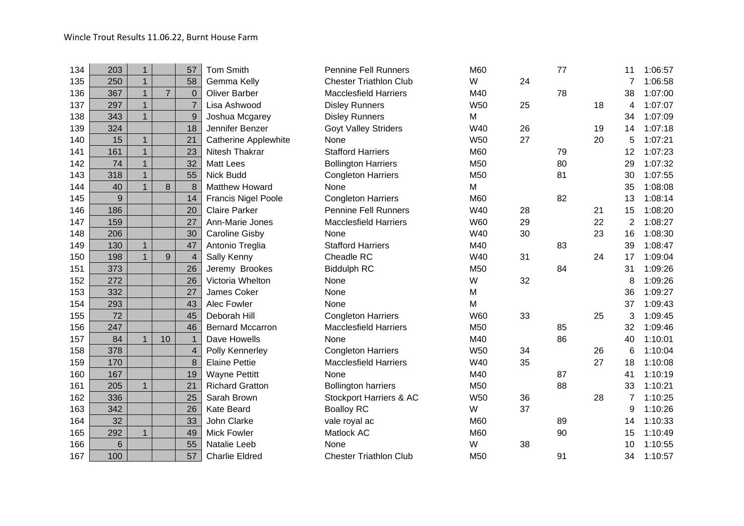Wincle Trout Results 11.06.22, Burnt House Farm

| | | | | | | | | | | | | | |
|---|---|---|---|---|---|---|---|---|---|---|---|---|---|
| 134 | 203 | 1 | | 57 | Tom Smith | Pennine Fell Runners | M60 | | 77 | | 11 | 1:06:57 |
| 135 | 250 | 1 | | 58 | Gemma Kelly | Chester Triathlon Club | W | 24 | | | 7 | 1:06:58 |
| 136 | 367 | 1 | 7 | 0 | Oliver Barber | Macclesfield Harriers | M40 | | 78 | | 38 | 1:07:00 |
| 137 | 297 | 1 | | 7 | Lisa Ashwood | Disley Runners | W50 | 25 | | 18 | 4 | 1:07:07 |
| 138 | 343 | 1 | | 9 | Joshua Mcgarey | Disley Runners | M | | | | 34 | 1:07:09 |
| 139 | 324 | | | 18 | Jennifer Benzer | Goyt Valley Striders | W40 | 26 | | 19 | 14 | 1:07:18 |
| 140 | 15 | 1 | | 21 | Catherine Applewhite | None | W50 | 27 | | 20 | 5 | 1:07:21 |
| 141 | 161 | 1 | | 23 | Nitesh Thakrar | Stafford Harriers | M60 | | 79 | | 12 | 1:07:23 |
| 142 | 74 | 1 | | 32 | Matt Lees | Bollington Harriers | M50 | | 80 | | 29 | 1:07:32 |
| 143 | 318 | 1 | | 55 | Nick Budd | Congleton Harriers | M50 | | 81 | | 30 | 1:07:55 |
| 144 | 40 | 1 | 8 | 8 | Matthew Howard | None | M | | | | 35 | 1:08:08 |
| 145 | 9 | | | 14 | Francis Nigel Poole | Congleton Harriers | M60 | | 82 | | 13 | 1:08:14 |
| 146 | 186 | | | 20 | Claire Parker | Pennine Fell Runners | W40 | 28 | | 21 | 15 | 1:08:20 |
| 147 | 159 | | | 27 | Ann-Marie Jones | Macclesfield Harriers | W60 | 29 | | 22 | 2 | 1:08:27 |
| 148 | 206 | | | 30 | Caroline Gisby | None | W40 | 30 | | 23 | 16 | 1:08:30 |
| 149 | 130 | 1 | | 47 | Antonio Treglia | Stafford Harriers | M40 | | 83 | | 39 | 1:08:47 |
| 150 | 198 | 1 | 9 | 4 | Sally Kenny | Cheadle RC | W40 | 31 | | 24 | 17 | 1:09:04 |
| 151 | 373 | | | 26 | Jeremy Brookes | Biddulph RC | M50 | | 84 | | 31 | 1:09:26 |
| 152 | 272 | | | 26 | Victoria Whelton | None | W | 32 | | | 8 | 1:09:26 |
| 153 | 332 | | | 27 | James Coker | None | M | | | | 36 | 1:09:27 |
| 154 | 293 | | | 43 | Alec Fowler | None | M | | | | 37 | 1:09:43 |
| 155 | 72 | | | 45 | Deborah Hill | Congleton Harriers | W60 | 33 | | 25 | 3 | 1:09:45 |
| 156 | 247 | | | 46 | Bernard Mccarron | Macclesfield Harriers | M50 | | 85 | | 32 | 1:09:46 |
| 157 | 84 | 1 | 10 | 1 | Dave Howells | None | M40 | | 86 | | 40 | 1:10:01 |
| 158 | 378 | | | 4 | Polly Kennerley | Congleton Harriers | W50 | 34 | | 26 | 6 | 1:10:04 |
| 159 | 170 | | | 8 | Elaine Pettie | Macclesfield Harriers | W40 | 35 | | 27 | 18 | 1:10:08 |
| 160 | 167 | | | 19 | Wayne Pettitt | None | M40 | | 87 | | 41 | 1:10:19 |
| 161 | 205 | 1 | | 21 | Richard Gratton | Bollington harriers | M50 | | 88 | | 33 | 1:10:21 |
| 162 | 336 | | | 25 | Sarah Brown | Stockport Harriers & AC | W50 | 36 | | 28 | 7 | 1:10:25 |
| 163 | 342 | | | 26 | Kate Beard | Boalloy RC | W | 37 | | | 9 | 1:10:26 |
| 164 | 32 | | | 33 | John Clarke | vale royal ac | M60 | | 89 | | 14 | 1:10:33 |
| 165 | 292 | 1 | | 49 | Mick Fowler | Matlock AC | M60 | | 90 | | 15 | 1:10:49 |
| 166 | 6 | | | 55 | Natalie Leeb | None | W | 38 | | | 10 | 1:10:55 |
| 167 | 100 | | | 57 | Charlie Eldred | Chester Triathlon Club | M50 | | 91 | | 34 | 1:10:57 |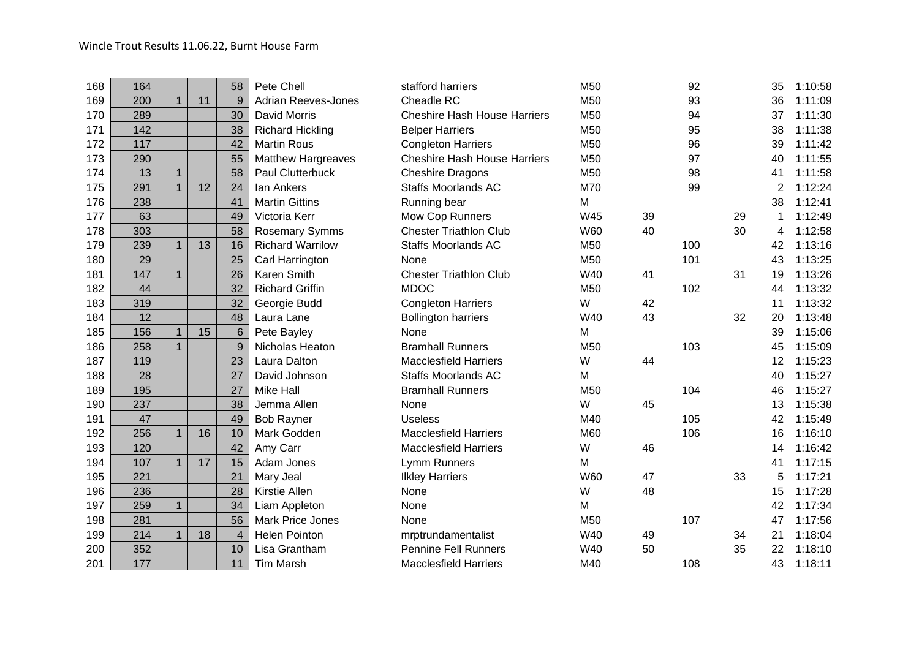Wincle Trout Results 11.06.22, Burnt House Farm

| | | | | | | | | | | | | |
|---|---|---|---|---|---|---|---|---|---|---|---|---|
| 168 | 164 | | | 58 | Pete Chell | stafford harriers | M50 | | 92 | | 35 | 1:10:58 |
| 169 | 200 | 1 | 11 | 9 | Adrian Reeves-Jones | Cheadle RC | M50 | | 93 | | 36 | 1:11:09 |
| 170 | 289 | | | 30 | David Morris | Cheshire Hash House Harriers | M50 | | 94 | | 37 | 1:11:30 |
| 171 | 142 | | | 38 | Richard Hickling | Belper Harriers | M50 | | 95 | | 38 | 1:11:38 |
| 172 | 117 | | | 42 | Martin Rous | Congleton Harriers | M50 | | 96 | | 39 | 1:11:42 |
| 173 | 290 | | | 55 | Matthew Hargreaves | Cheshire Hash House Harriers | M50 | | 97 | | 40 | 1:11:55 |
| 174 | 13 | 1 | | 58 | Paul Clutterbuck | Cheshire Dragons | M50 | | 98 | | 41 | 1:11:58 |
| 175 | 291 | 1 | 12 | 24 | Ian Ankers | Staffs Moorlands AC | M70 | | 99 | | 2 | 1:12:24 |
| 176 | 238 | | | 41 | Martin Gittins | Running bear | M | | | | 38 | 1:12:41 |
| 177 | 63 | | | 49 | Victoria Kerr | Mow Cop Runners | W45 | 39 | | 29 | 1 | 1:12:49 |
| 178 | 303 | | | 58 | Rosemary Symms | Chester Triathlon Club | W60 | 40 | | 30 | 4 | 1:12:58 |
| 179 | 239 | 1 | 13 | 16 | Richard Warrilow | Staffs Moorlands AC | M50 | | 100 | | 42 | 1:13:16 |
| 180 | 29 | | | 25 | Carl Harrington | None | M50 | | 101 | | 43 | 1:13:25 |
| 181 | 147 | 1 | | 26 | Karen Smith | Chester Triathlon Club | W40 | 41 | | 31 | 19 | 1:13:26 |
| 182 | 44 | | | 32 | Richard Griffin | MDOC | M50 | | 102 | | 44 | 1:13:32 |
| 183 | 319 | | | 32 | Georgie Budd | Congleton Harriers | W | 42 | | | 11 | 1:13:32 |
| 184 | 12 | | | 48 | Laura Lane | Bollington harriers | W40 | 43 | | 32 | 20 | 1:13:48 |
| 185 | 156 | 1 | 15 | 6 | Pete Bayley | None | M | | | | 39 | 1:15:06 |
| 186 | 258 | 1 | | 9 | Nicholas Heaton | Bramhall Runners | M50 | | 103 | | 45 | 1:15:09 |
| 187 | 119 | | | 23 | Laura Dalton | Macclesfield Harriers | W | 44 | | | 12 | 1:15:23 |
| 188 | 28 | | | 27 | David Johnson | Staffs Moorlands AC | M | | | | 40 | 1:15:27 |
| 189 | 195 | | | 27 | Mike Hall | Bramhall Runners | M50 | | 104 | | 46 | 1:15:27 |
| 190 | 237 | | | 38 | Jemma Allen | None | W | 45 | | | 13 | 1:15:38 |
| 191 | 47 | | | 49 | Bob Rayner | Useless | M40 | | 105 | | 42 | 1:15:49 |
| 192 | 256 | 1 | 16 | 10 | Mark Godden | Macclesfield Harriers | M60 | | 106 | | 16 | 1:16:10 |
| 193 | 120 | | | 42 | Amy Carr | Macclesfield Harriers | W | 46 | | | 14 | 1:16:42 |
| 194 | 107 | 1 | 17 | 15 | Adam Jones | Lymm Runners | M | | | | 41 | 1:17:15 |
| 195 | 221 | | | 21 | Mary Jeal | Ilkley Harriers | W60 | 47 | | 33 | 5 | 1:17:21 |
| 196 | 236 | | | 28 | Kirstie Allen | None | W | 48 | | | 15 | 1:17:28 |
| 197 | 259 | 1 | | 34 | Liam Appleton | None | M | | | | 42 | 1:17:34 |
| 198 | 281 | | | 56 | Mark Price Jones | None | M50 | | 107 | | 47 | 1:17:56 |
| 199 | 214 | 1 | 18 | 4 | Helen Pointon | mrptrundamentalist | W40 | 49 | | 34 | 21 | 1:18:04 |
| 200 | 352 | | | 10 | Lisa Grantham | Pennine Fell Runners | W40 | 50 | | 35 | 22 | 1:18:10 |
| 201 | 177 | | | 11 | Tim Marsh | Macclesfield Harriers | M40 | | 108 | | 43 | 1:18:11 |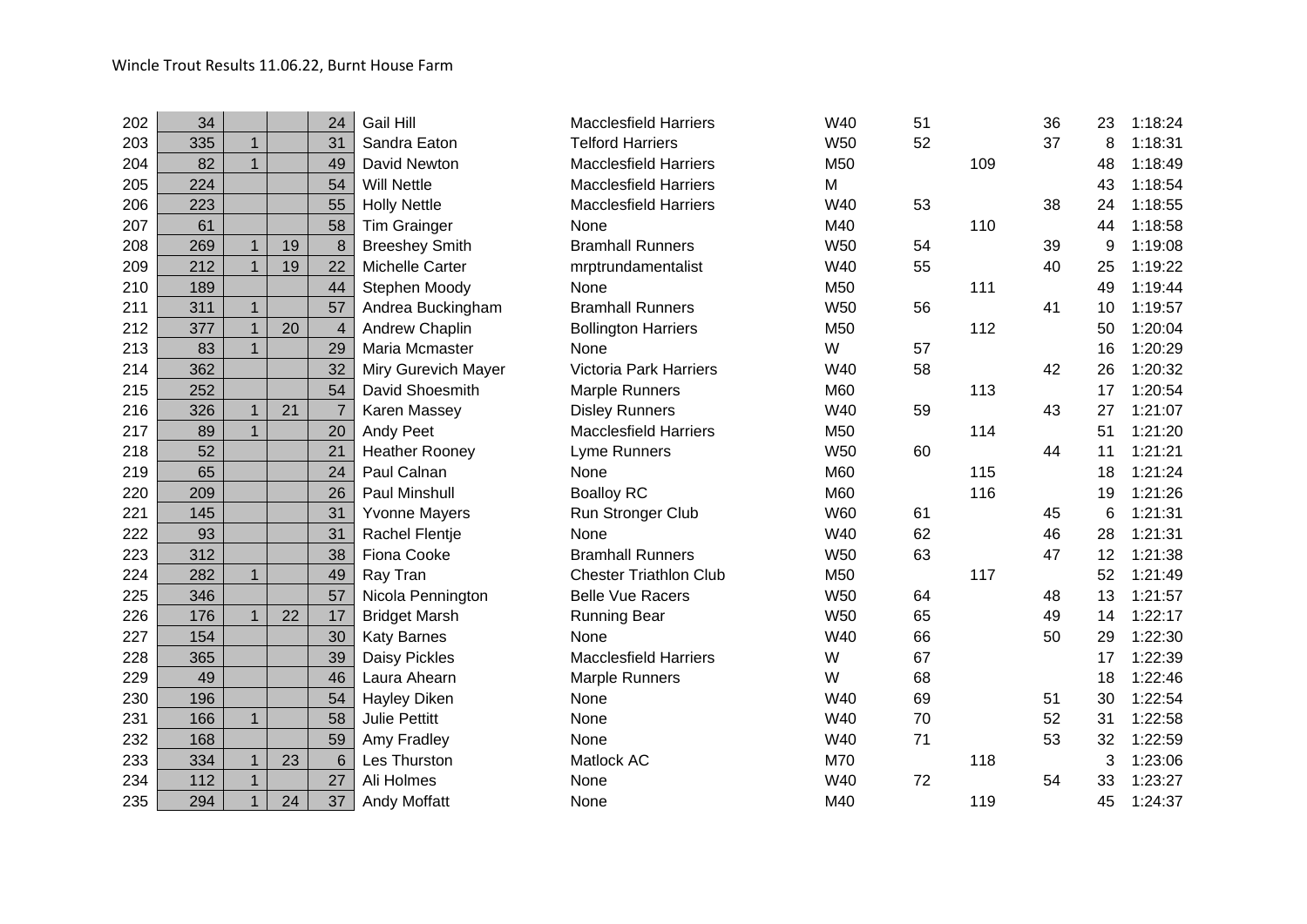Wincle Trout Results 11.06.22, Burnt House Farm

| | | | | | | | | | | | | |
|---|---|---|---|---|---|---|---|---|---|---|---|---|
| 202 | 34 | | | 24 | Gail Hill | Macclesfield Harriers | W40 | 51 | | 36 | 23 | 1:18:24 |
| 203 | 335 | 1 | | 31 | Sandra Eaton | Telford Harriers | W50 | 52 | | 37 | 8 | 1:18:31 |
| 204 | 82 | 1 | | 49 | David Newton | Macclesfield Harriers | M50 | | 109 | | 48 | 1:18:49 |
| 205 | 224 | | | 54 | Will Nettle | Macclesfield Harriers | M | | | | 43 | 1:18:54 |
| 206 | 223 | | | 55 | Holly Nettle | Macclesfield Harriers | W40 | 53 | | 38 | 24 | 1:18:55 |
| 207 | 61 | | | 58 | Tim Grainger | None | M40 | | 110 | | 44 | 1:18:58 |
| 208 | 269 | 1 | 19 | 8 | Breeshey Smith | Bramhall Runners | W50 | 54 | | 39 | 9 | 1:19:08 |
| 209 | 212 | 1 | 19 | 22 | Michelle Carter | mrptrundamentalist | W40 | 55 | | 40 | 25 | 1:19:22 |
| 210 | 189 | | | 44 | Stephen Moody | None | M50 | | 111 | | 49 | 1:19:44 |
| 211 | 311 | 1 | | 57 | Andrea Buckingham | Bramhall Runners | W50 | 56 | | 41 | 10 | 1:19:57 |
| 212 | 377 | 1 | 20 | 4 | Andrew Chaplin | Bollington Harriers | M50 | | 112 | | 50 | 1:20:04 |
| 213 | 83 | 1 | | 29 | Maria Mcmaster | None | W | 57 | | | 16 | 1:20:29 |
| 214 | 362 | | | 32 | Miry Gurevich Mayer | Victoria Park Harriers | W40 | 58 | | 42 | 26 | 1:20:32 |
| 215 | 252 | | | 54 | David Shoesmith | Marple Runners | M60 | | 113 | | 17 | 1:20:54 |
| 216 | 326 | 1 | 21 | 7 | Karen Massey | Disley Runners | W40 | 59 | | 43 | 27 | 1:21:07 |
| 217 | 89 | 1 | | 20 | Andy Peet | Macclesfield Harriers | M50 | | 114 | | 51 | 1:21:20 |
| 218 | 52 | | | 21 | Heather Rooney | Lyme Runners | W50 | 60 | | 44 | 11 | 1:21:21 |
| 219 | 65 | | | 24 | Paul Calnan | None | M60 | | 115 | | 18 | 1:21:24 |
| 220 | 209 | | | 26 | Paul Minshull | Boalloy RC | M60 | | 116 | | 19 | 1:21:26 |
| 221 | 145 | | | 31 | Yvonne Mayers | Run Stronger Club | W60 | 61 | | 45 | 6 | 1:21:31 |
| 222 | 93 | | | 31 | Rachel Flentje | None | W40 | 62 | | 46 | 28 | 1:21:31 |
| 223 | 312 | | | 38 | Fiona Cooke | Bramhall Runners | W50 | 63 | | 47 | 12 | 1:21:38 |
| 224 | 282 | 1 | | 49 | Ray Tran | Chester Triathlon Club | M50 | | 117 | | 52 | 1:21:49 |
| 225 | 346 | | | 57 | Nicola Pennington | Belle Vue Racers | W50 | 64 | | 48 | 13 | 1:21:57 |
| 226 | 176 | 1 | 22 | 17 | Bridget Marsh | Running Bear | W50 | 65 | | 49 | 14 | 1:22:17 |
| 227 | 154 | | | 30 | Katy Barnes | None | W40 | 66 | | 50 | 29 | 1:22:30 |
| 228 | 365 | | | 39 | Daisy Pickles | Macclesfield Harriers | W | 67 | | | 17 | 1:22:39 |
| 229 | 49 | | | 46 | Laura Ahearn | Marple Runners | W | 68 | | | 18 | 1:22:46 |
| 230 | 196 | | | 54 | Hayley Diken | None | W40 | 69 | | 51 | 30 | 1:22:54 |
| 231 | 166 | 1 | | 58 | Julie Pettitt | None | W40 | 70 | | 52 | 31 | 1:22:58 |
| 232 | 168 | | | 59 | Amy Fradley | None | W40 | 71 | | 53 | 32 | 1:22:59 |
| 233 | 334 | 1 | 23 | 6 | Les Thurston | Matlock AC | M70 | | 118 | | 3 | 1:23:06 |
| 234 | 112 | 1 | | 27 | Ali Holmes | None | W40 | 72 | | 54 | 33 | 1:23:27 |
| 235 | 294 | 1 | 24 | 37 | Andy Moffatt | None | M40 | | 119 | | 45 | 1:24:37 |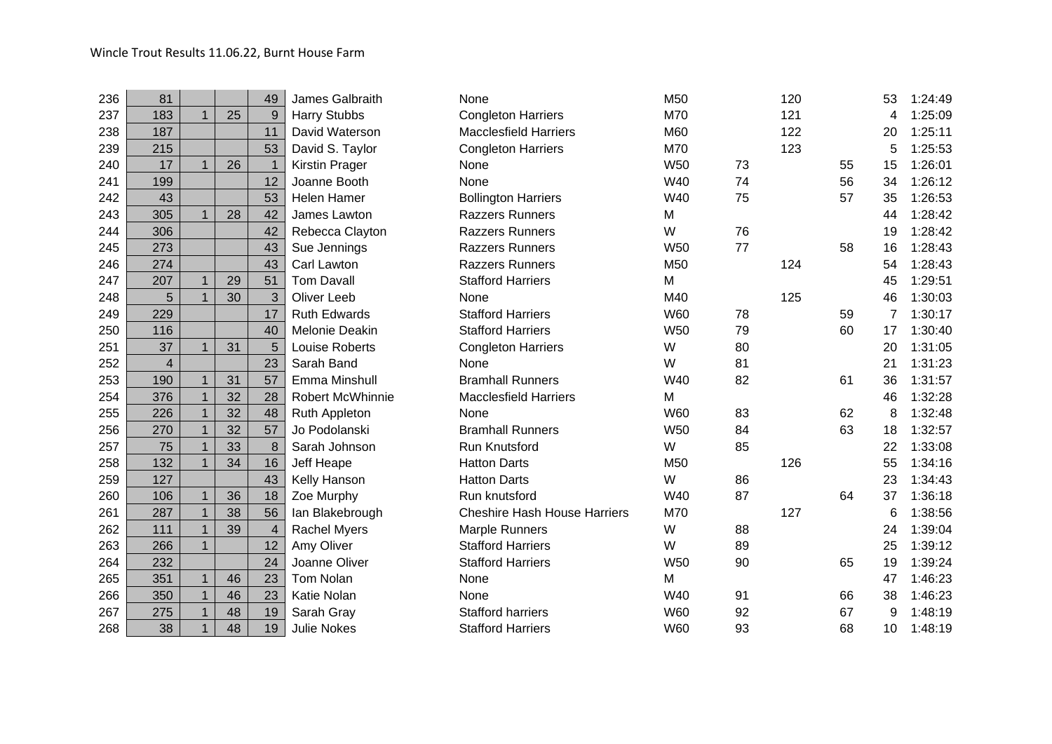Wincle Trout Results 11.06.22, Burnt House Farm

| | | | | | | | | | | | | |
|---|---|---|---|---|---|---|---|---|---|---|---|---|
| 236 | 81 | | | 49 | James Galbraith | None | M50 | | 120 | | 53 | 1:24:49 |
| 237 | 183 | 1 | 25 | 9 | Harry Stubbs | Congleton Harriers | M70 | | 121 | | 4 | 1:25:09 |
| 238 | 187 | | | 11 | David Waterson | Macclesfield Harriers | M60 | | 122 | | 20 | 1:25:11 |
| 239 | 215 | | | 53 | David S. Taylor | Congleton Harriers | M70 | | 123 | | 5 | 1:25:53 |
| 240 | 17 | 1 | 26 | 1 | Kirstin Prager | None | W50 | 73 | | 55 | 15 | 1:26:01 |
| 241 | 199 | | | 12 | Joanne Booth | None | W40 | 74 | | 56 | 34 | 1:26:12 |
| 242 | 43 | | | 53 | Helen Hamer | Bollington Harriers | W40 | 75 | | 57 | 35 | 1:26:53 |
| 243 | 305 | 1 | 28 | 42 | James Lawton | Razzers Runners | M | | | | 44 | 1:28:42 |
| 244 | 306 | | | 42 | Rebecca Clayton | Razzers Runners | W | 76 | | | 19 | 1:28:42 |
| 245 | 273 | | | 43 | Sue Jennings | Razzers Runners | W50 | 77 | | 58 | 16 | 1:28:43 |
| 246 | 274 | | | 43 | Carl Lawton | Razzers Runners | M50 | | 124 | | 54 | 1:28:43 |
| 247 | 207 | 1 | 29 | 51 | Tom Davall | Stafford Harriers | M | | | | 45 | 1:29:51 |
| 248 | 5 | 1 | 30 | 3 | Oliver Leeb | None | M40 | | 125 | | 46 | 1:30:03 |
| 249 | 229 | | | 17 | Ruth Edwards | Stafford Harriers | W60 | 78 | | 59 | 7 | 1:30:17 |
| 250 | 116 | | | 40 | Melonie Deakin | Stafford Harriers | W50 | 79 | | 60 | 17 | 1:30:40 |
| 251 | 37 | 1 | 31 | 5 | Louise Roberts | Congleton Harriers | W | 80 | | | 20 | 1:31:05 |
| 252 | 4 | | | 23 | Sarah Band | None | W | 81 | | | 21 | 1:31:23 |
| 253 | 190 | 1 | 31 | 57 | Emma Minshull | Bramhall Runners | W40 | 82 | | 61 | 36 | 1:31:57 |
| 254 | 376 | 1 | 32 | 28 | Robert McWhinnie | Macclesfield Harriers | M | | | | 46 | 1:32:28 |
| 255 | 226 | 1 | 32 | 48 | Ruth Appleton | None | W60 | 83 | | 62 | 8 | 1:32:48 |
| 256 | 270 | 1 | 32 | 57 | Jo Podolanski | Bramhall Runners | W50 | 84 | | 63 | 18 | 1:32:57 |
| 257 | 75 | 1 | 33 | 8 | Sarah Johnson | Run Knutsford | W | 85 | | | 22 | 1:33:08 |
| 258 | 132 | 1 | 34 | 16 | Jeff Heape | Hatton Darts | M50 | | 126 | | 55 | 1:34:16 |
| 259 | 127 | | | 43 | Kelly Hanson | Hatton Darts | W | 86 | | | 23 | 1:34:43 |
| 260 | 106 | 1 | 36 | 18 | Zoe Murphy | Run knutsford | W40 | 87 | | 64 | 37 | 1:36:18 |
| 261 | 287 | 1 | 38 | 56 | Ian Blakebrough | Cheshire Hash House Harriers | M70 | | 127 | | 6 | 1:38:56 |
| 262 | 111 | 1 | 39 | 4 | Rachel Myers | Marple Runners | W | 88 | | | 24 | 1:39:04 |
| 263 | 266 | 1 | | 12 | Amy Oliver | Stafford Harriers | W | 89 | | | 25 | 1:39:12 |
| 264 | 232 | | | 24 | Joanne Oliver | Stafford Harriers | W50 | 90 | | 65 | 19 | 1:39:24 |
| 265 | 351 | 1 | 46 | 23 | Tom Nolan | None | M | | | | 47 | 1:46:23 |
| 266 | 350 | 1 | 46 | 23 | Katie Nolan | None | W40 | 91 | | 66 | 38 | 1:46:23 |
| 267 | 275 | 1 | 48 | 19 | Sarah Gray | Stafford harriers | W60 | 92 | | 67 | 9 | 1:48:19 |
| 268 | 38 | 1 | 48 | 19 | Julie Nokes | Stafford Harriers | W60 | 93 | | 68 | 10 | 1:48:19 |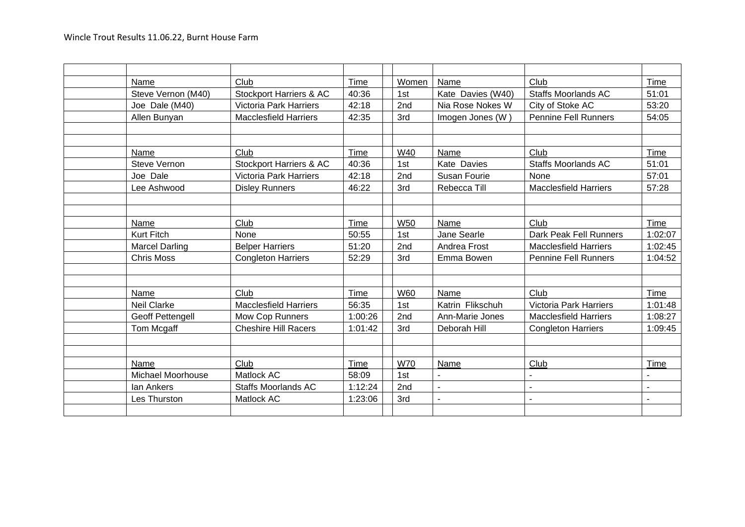Wincle Trout Results 11.06.22, Burnt House Farm

| | | | | | | | | |
|---|---|---|---|---|---|---|---|---|
| | Name | Club | Time | | Women | Name | Club | Time |
| | Steve Vernon (M40) | Stockport Harriers & AC | 40:36 | | 1st | Kate Davies (W40) | Staffs Moorlands AC | 51:01 |
| | Joe Dale (M40) | Victoria Park Harriers | 42:18 | | 2nd | Nia Rose Nokes W | City of Stoke AC | 53:20 |
| | Allen Bunyan | Macclesfield Harriers | 42:35 | | 3rd | Imogen Jones (W ) | Pennine Fell Runners | 54:05 |
| | | | | | | | | |
| | | | | | | | | |
| | Name | Club | Time | | W40 | Name | Club | Time |
| | Steve Vernon | Stockport Harriers & AC | 40:36 | | 1st | Kate Davies | Staffs Moorlands AC | 51:01 |
| | Joe Dale | Victoria Park Harriers | 42:18 | | 2nd | Susan Fourie | None | 57:01 |
| | Lee Ashwood | Disley Runners | 46:22 | | 3rd | Rebecca Till | Macclesfield Harriers | 57:28 |
| | | | | | | | | |
| | | | | | | | | |
| | Name | Club | Time | | W50 | Name | Club | Time |
| | Kurt Fitch | None | 50:55 | | 1st | Jane Searle | Dark Peak Fell Runners | 1:02:07 |
| | Marcel Darling | Belper Harriers | 51:20 | | 2nd | Andrea Frost | Macclesfield Harriers | 1:02:45 |
| | Chris Moss | Congleton Harriers | 52:29 | | 3rd | Emma Bowen | Pennine Fell Runners | 1:04:52 |
| | | | | | | | | |
| | | | | | | | | |
| | Name | Club | Time | | W60 | Name | Club | Time |
| | Neil Clarke | Macclesfield Harriers | 56:35 | | 1st | Katrin Flikschuh | Victoria Park Harriers | 1:01:48 |
| | Geoff Pettengell | Mow Cop Runners | 1:00:26 | | 2nd | Ann-Marie Jones | Macclesfield Harriers | 1:08:27 |
| | Tom Mcgaff | Cheshire Hill Racers | 1:01:42 | | 3rd | Deborah Hill | Congleton Harriers | 1:09:45 |
| | | | | | | | | |
| | | | | | | | | |
| | Name | Club | Time | | W70 | Name | Club | Time |
| | Michael Moorhouse | Matlock AC | 58:09 | | 1st | - | - | - |
| | Ian Ankers | Staffs Moorlands AC | 1:12:24 | | 2nd | - | - | - |
| | Les Thurston | Matlock AC | 1:23:06 | | 3rd | - | - | - |
| | | | | | | | | |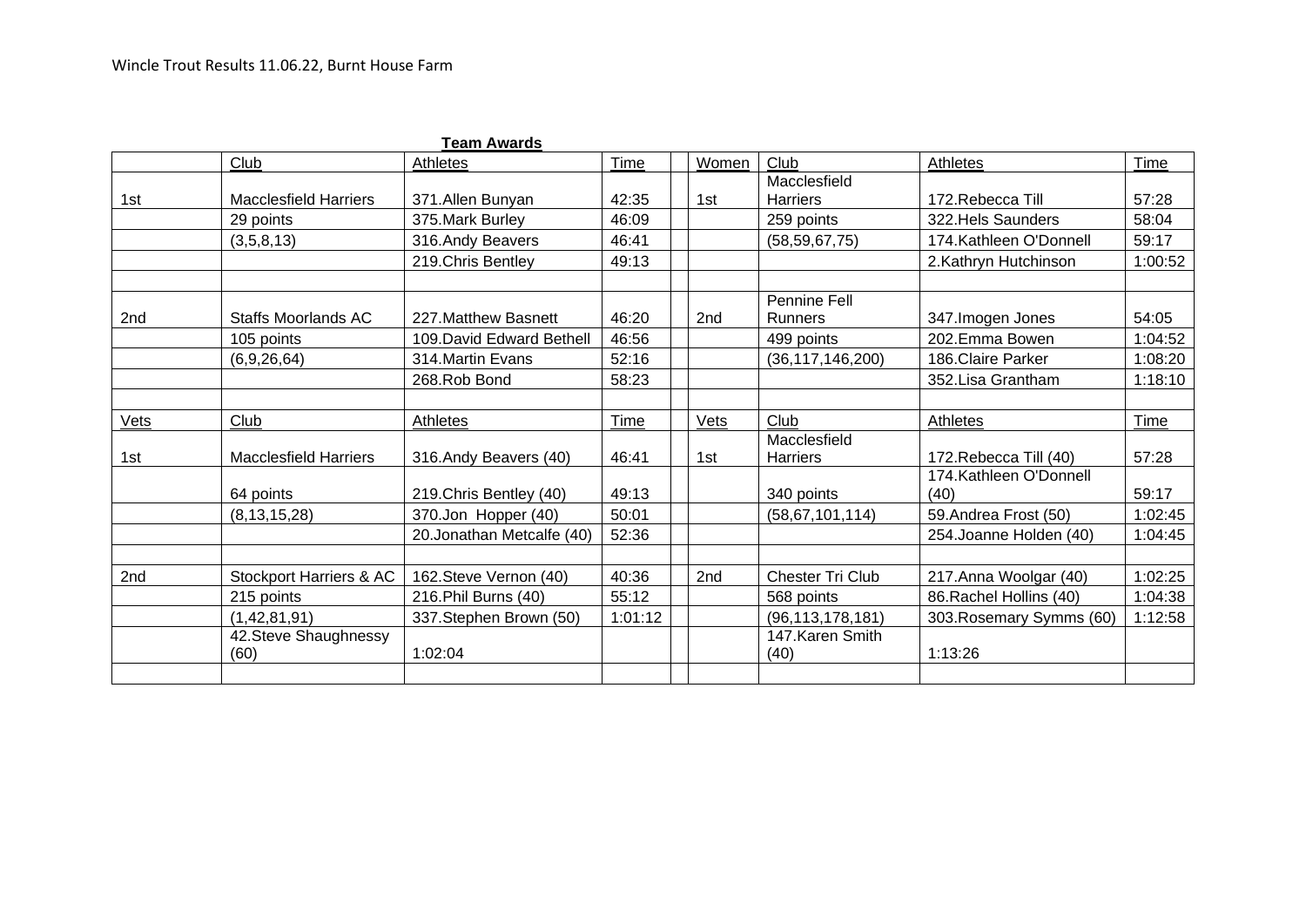Wincle Trout Results 11.06.22, Burnt House Farm

**Team Awards**

| | Club | Athletes | Time | | Women | Club | Athletes | Time |
|---|---|---|---|---|---|---|---|---|
| 1st | Macclesfield Harriers | 371.Allen Bunyan | 42:35 | | 1st | Macclesfield Harriers | 172.Rebecca Till | 57:28 |
| | 29 points | 375.Mark Burley | 46:09 | | | 259 points | 322.Hels Saunders | 58:04 |
| | (3,5,8,13) | 316.Andy Beavers | 46:41 | | | (58,59,67,75) | 174.Kathleen O'Donnell | 59:17 |
| | | 219.Chris Bentley | 49:13 | | | | 2.Kathryn Hutchinson | 1:00:52 |
| | | | | | | | | |
| 2nd | Staffs Moorlands AC | 227.Matthew Basnett | 46:20 | | 2nd | Pennine Fell Runners | 347.Imogen Jones | 54:05 |
| | 105 points | 109.David Edward Bethell | 46:56 | | | 499 points | 202.Emma Bowen | 1:04:52 |
| | (6,9,26,64) | 314.Martin Evans | 52:16 | | | (36,117,146,200) | 186.Claire Parker | 1:08:20 |
| | | 268.Rob Bond | 58:23 | | | | 352.Lisa Grantham | 1:18:10 |
| | | | | | | | | |
| Vets | Club | Athletes | Time | | Vets | Club | Athletes | Time |
| 1st | Macclesfield Harriers | 316.Andy Beavers (40) | 46:41 | | 1st | Macclesfield Harriers | 172.Rebecca Till (40) | 57:28 |
| | 64 points | 219.Chris Bentley (40) | 49:13 | | | 340 points | 174.Kathleen O'Donnell (40) | 59:17 |
| | (8,13,15,28) | 370.Jon Hopper (40) | 50:01 | | | (58,67,101,114) | 59.Andrea Frost (50) | 1:02:45 |
| | | 20.Jonathan Metcalfe (40) | 52:36 | | | | 254.Joanne Holden (40) | 1:04:45 |
| | | | | | | | | |
| 2nd | Stockport Harriers & AC | 162.Steve Vernon (40) | 40:36 | | 2nd | Chester Tri Club | 217.Anna Woolgar (40) | 1:02:25 |
| | 215 points | 216.Phil Burns (40) | 55:12 | | | 568 points | 86.Rachel Hollins (40) | 1:04:38 |
| | (1,42,81,91) | 337.Stephen Brown (50) | 1:01:12 | | | (96,113,178,181) | 303.Rosemary Symms (60) | 1:12:58 |
| | 42.Steve Shaughnessy (60) | 1:02:04 | | | | 147.Karen Smith (40) | 1:13:26 | |
| | | | | | | | | |